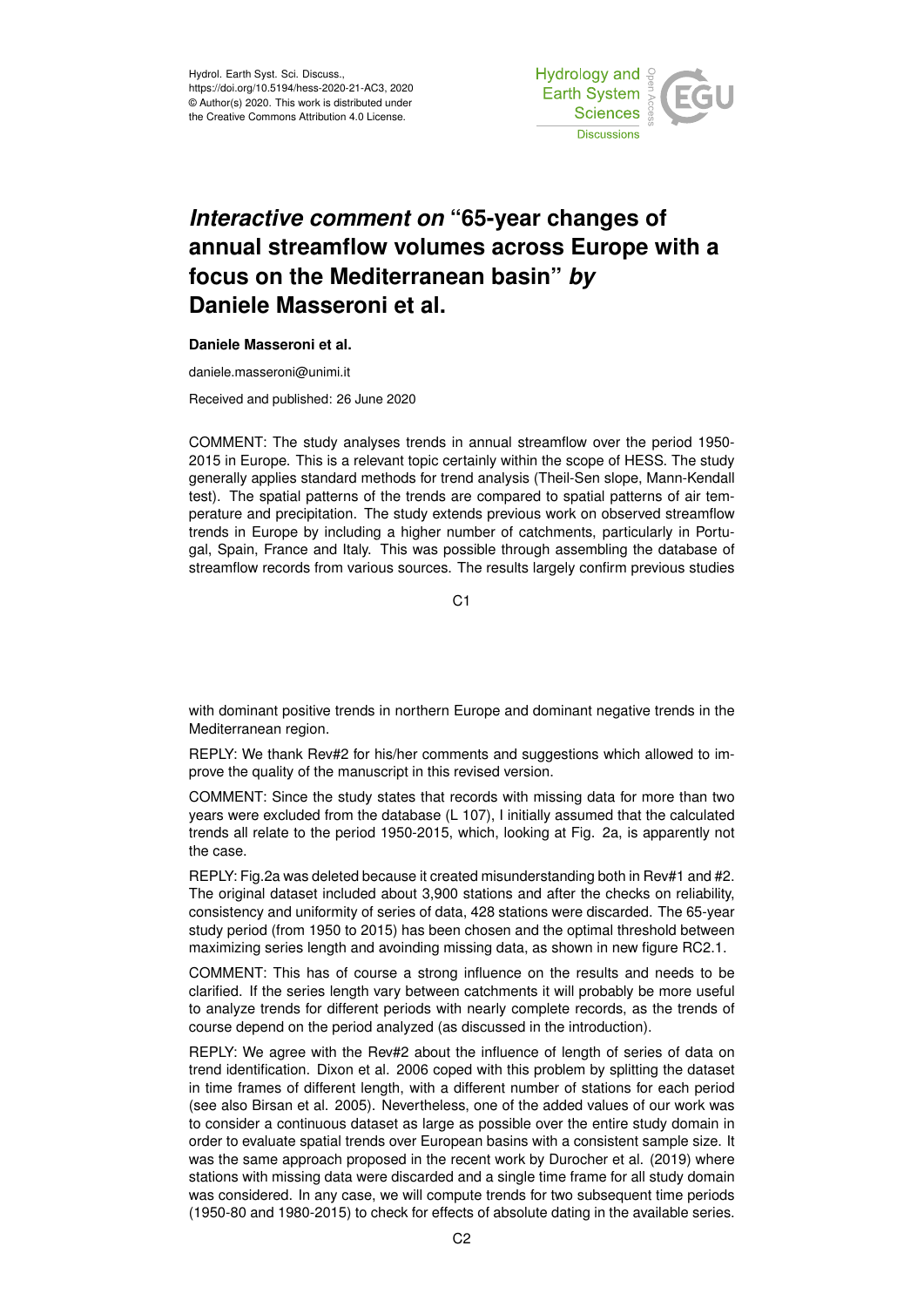# *Interactive comment on* "65-year changes of annual streamflow volumes across Europe with a focus on the Mediterranean basin" *by* Daniele Masseroni et al.

**Daniele Masseroni et al.**

daniele.masseroni@unimi.it

Received and published: 26 June 2020

COMMENT: The study analyses trends in annual streamflow over the period 1950-2015 in Europe. This is a relevant topic certainly within the scope of HESS. The study generally applies standard methods for trend analysis (Theil-Sen slope, Mann-Kendall test). The spatial patterns of the trends are compared to spatial patterns of air temperature and precipitation. The study extends previous work on observed streamflow trends in Europe by including a higher number of catchments, particularly in Portugal, Spain, France and Italy. This was possible through assembling the database of streamflow records from various sources. The results largely confirm previous studies with dominant positive trends in northern Europe and dominant negative trends in the Mediterranean region.

REPLY: We thank Rev#2 for his/her comments and suggestions which allowed to improve the quality of the manuscript in this revised version.

COMMENT: Since the study states that records with missing data for more than two years were excluded from the database (L 107), I initially assumed that the calculated trends all relate to the period 1950-2015, which, looking at Fig. 2a, is apparently not the case.

REPLY: Fig.2a was deleted because it created misunderstanding both in Rev#1 and #2. The original dataset included about 3,900 stations and after the checks on reliability, consistency and uniformity of series of data, 428 stations were discarded. The 65-year study period (from 1950 to 2015) has been chosen and the optimal threshold between maximizing series length and avoinding missing data, as shown in new figure RC2.1.

COMMENT: This has of course a strong influence on the results and needs to be clarified. If the series length vary between catchments it will probably be more useful to analyze trends for different periods with nearly complete records, as the trends of course depend on the period analyzed (as discussed in the introduction).

REPLY: We agree with the Rev#2 about the influence of length of series of data on trend identification. Dixon et al. 2006 coped with this problem by splitting the dataset in time frames of different length, with a different number of stations for each period (see also Birsan et al. 2005). Nevertheless, one of the added values of our work was to consider a continuous dataset as large as possible over the entire study domain in order to evaluate spatial trends over European basins with a consistent sample size. It was the same approach proposed in the recent work by Durocher et al. (2019) where stations with missing data were discarded and a single time frame for all study domain was considered. In any case, we will compute trends for two subsequent time periods (1950-80 and 1980-2015) to check for effects of absolute dating in the available series.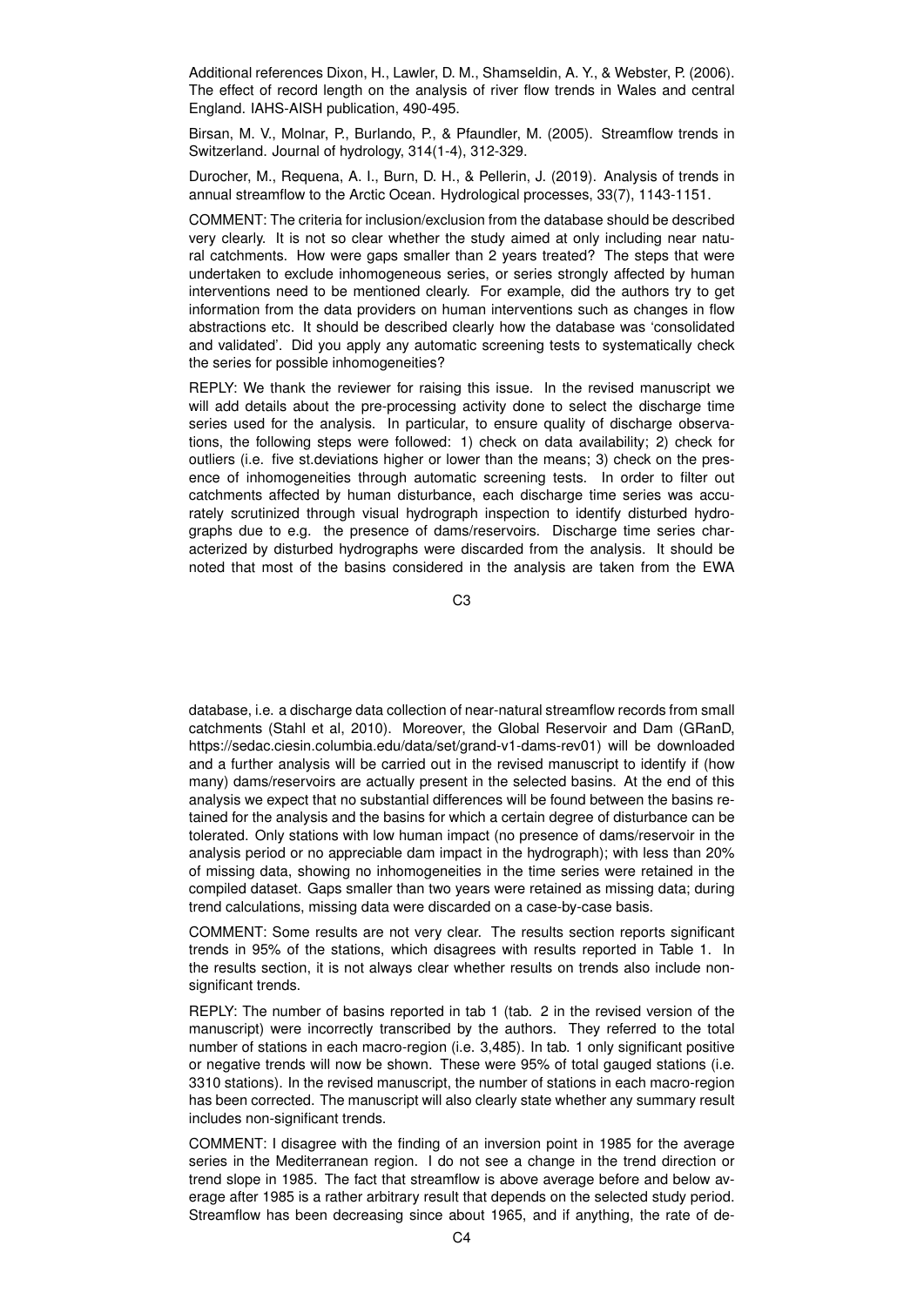Additional references Dixon, H., Lawler, D. M., Shamseldin, A. Y., & Webster, P. (2006). The effect of record length on the analysis of river flow trends in Wales and central England. IAHS-AISH publication, 490-495.

Birsan, M. V., Molnar, P., Burlando, P., & Pfaundler, M. (2005). Streamflow trends in Switzerland. Journal of hydrology, 314(1-4), 312-329.

Durocher, M., Requena, A. I., Burn, D. H., & Pellerin, J. (2019). Analysis of trends in annual streamflow to the Arctic Ocean. Hydrological processes, 33(7), 1143-1151.

COMMENT: The criteria for inclusion/exclusion from the database should be described very clearly. It is not so clear whether the study aimed at only including near natural catchments. How were gaps smaller than 2 years treated? The steps that were undertaken to exclude inhomogeneous series, or series strongly affected by human interventions need to be mentioned clearly. For example, did the authors try to get information from the data providers on human interventions such as changes in flow abstractions etc. It should be described clearly how the database was 'consolidated and validated'. Did you apply any automatic screening tests to systematically check the series for possible inhomogeneities?

REPLY: We thank the reviewer for raising this issue. In the revised manuscript we will add details about the pre-processing activity done to select the discharge time series used for the analysis. In particular, to ensure quality of discharge observations, the following steps were followed: 1) check on data availability; 2) check for outliers (i.e. five st.deviations higher or lower than the means; 3) check on the presence of inhomogeneities through automatic screening tests. In order to filter out catchments affected by human disturbance, each discharge time series was accurately scrutinized through visual hydrograph inspection to identify disturbed hydrographs due to e.g. the presence of dams/reservoirs. Discharge time series characterized by disturbed hydrographs were discarded from the analysis. It should be noted that most of the basins considered in the analysis are taken from the EWA database, i.e. a discharge data collection of near-natural streamflow records from small catchments (Stahl et al, 2010). Moreover, the Global Reservoir and Dam (GRanD, https://sedac.ciesin.columbia.edu/data/set/grand-v1-dams-rev01) will be downloaded and a further analysis will be carried out in the revised manuscript to identify if (how many) dams/reservoirs are actually present in the selected basins. At the end of this analysis we expect that no substantial differences will be found between the basins retained for the analysis and the basins for which a certain degree of disturbance can be tolerated. Only stations with low human impact (no presence of dams/reservoir in the analysis period or no appreciable dam impact in the hydrograph); with less than 20% of missing data, showing no inhomogeneities in the time series were retained in the compiled dataset. Gaps smaller than two years were retained as missing data; during trend calculations, missing data were discarded on a case-by-case basis.

COMMENT: Some results are not very clear. The results section reports significant trends in 95% of the stations, which disagrees with results reported in Table 1. In the results section, it is not always clear whether results on trends also include non-significant trends.

REPLY: The number of basins reported in tab 1 (tab. 2 in the revised version of the manuscript) were incorrectly transcribed by the authors. They referred to the total number of stations in each macro-region (i.e. 3,485). In tab. 1 only significant positive or negative trends will now be shown. These were 95% of total gauged stations (i.e. 3310 stations). In the revised manuscript, the number of stations in each macro-region has been corrected. The manuscript will also clearly state whether any summary result includes non-significant trends.

COMMENT: I disagree with the finding of an inversion point in 1985 for the average series in the Mediterranean region. I do not see a change in the trend direction or trend slope in 1985. The fact that streamflow is above average before and below average after 1985 is a rather arbitrary result that depends on the selected study period. Streamflow has been decreasing since about 1965, and if anything, the rate of de-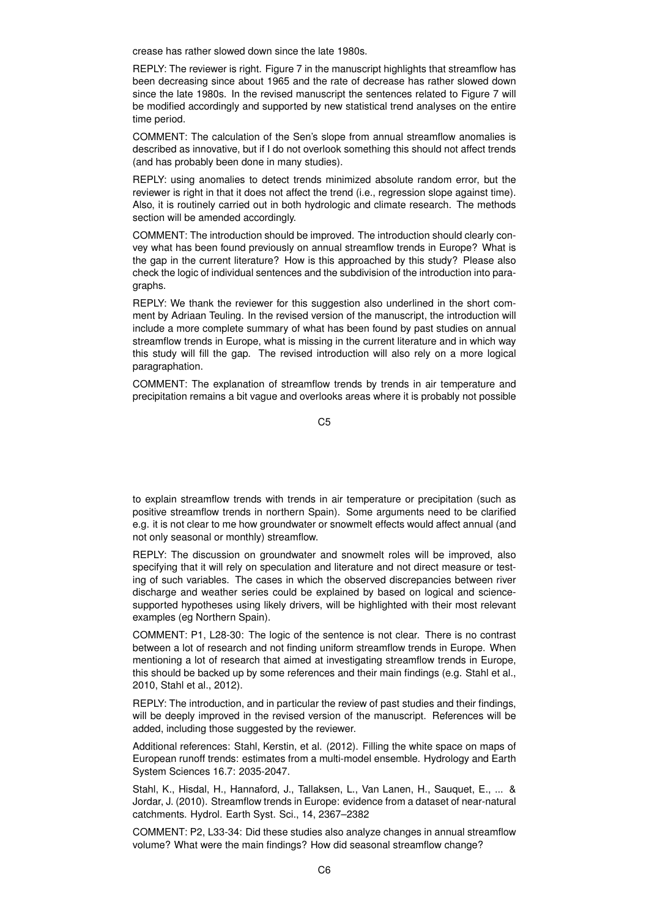crease has rather slowed down since the late 1980s.

REPLY: The reviewer is right. Figure 7 in the manuscript highlights that streamflow has been decreasing since about 1965 and the rate of decrease has rather slowed down since the late 1980s. In the revised manuscript the sentences related to Figure 7 will be modified accordingly and supported by new statistical trend analyses on the entire time period.

COMMENT: The calculation of the Sen's slope from annual streamflow anomalies is described as innovative, but if I do not overlook something this should not affect trends (and has probably been done in many studies).

REPLY: using anomalies to detect trends minimized absolute random error, but the reviewer is right in that it does not affect the trend (i.e., regression slope against time). Also, it is routinely carried out in both hydrologic and climate research. The methods section will be amended accordingly.

COMMENT: The introduction should be improved. The introduction should clearly convey what has been found previously on annual streamflow trends in Europe? What is the gap in the current literature? How is this approached by this study? Please also check the logic of individual sentences and the subdivision of the introduction into paragraphs.

REPLY: We thank the reviewer for this suggestion also underlined in the short comment by Adriaan Teuling. In the revised version of the manuscript, the introduction will include a more complete summary of what has been found by past studies on annual streamflow trends in Europe, what is missing in the current literature and in which way this study will fill the gap. The revised introduction will also rely on a more logical paragraphation.

COMMENT: The explanation of streamflow trends by trends in air temperature and precipitation remains a bit vague and overlooks areas where it is probably not possible to explain streamflow trends with trends in air temperature or precipitation (such as positive streamflow trends in northern Spain). Some arguments need to be clarified e.g. it is not clear to me how groundwater or snowmelt effects would affect annual (and not only seasonal or monthly) streamflow.

REPLY: The discussion on groundwater and snowmelt roles will be improved, also specifying that it will rely on speculation and literature and not direct measure or testing of such variables. The cases in which the observed discrepancies between river discharge and weather series could be explained by based on logical and science-supported hypotheses using likely drivers, will be highlighted with their most relevant examples (eg Northern Spain).

COMMENT: P1, L28-30: The logic of the sentence is not clear. There is no contrast between a lot of research and not finding uniform streamflow trends in Europe. When mentioning a lot of research that aimed at investigating streamflow trends in Europe, this should be backed up by some references and their main findings (e.g. Stahl et al., 2010, Stahl et al., 2012).

REPLY: The introduction, and in particular the review of past studies and their findings, will be deeply improved in the revised version of the manuscript. References will be added, including those suggested by the reviewer.

Additional references: Stahl, Kerstin, et al. (2012). Filling the white space on maps of European runoff trends: estimates from a multi-model ensemble. Hydrology and Earth System Sciences 16.7: 2035-2047.

Stahl, K., Hisdal, H., Hannaford, J., Tallaksen, L., Van Lanen, H., Sauquet, E., ... & Jordar, J. (2010). Streamflow trends in Europe: evidence from a dataset of near-natural catchments. Hydrol. Earth Syst. Sci., 14, 2367–2382

COMMENT: P2, L33-34: Did these studies also analyze changes in annual streamflow volume? What were the main findings? How did seasonal streamflow change?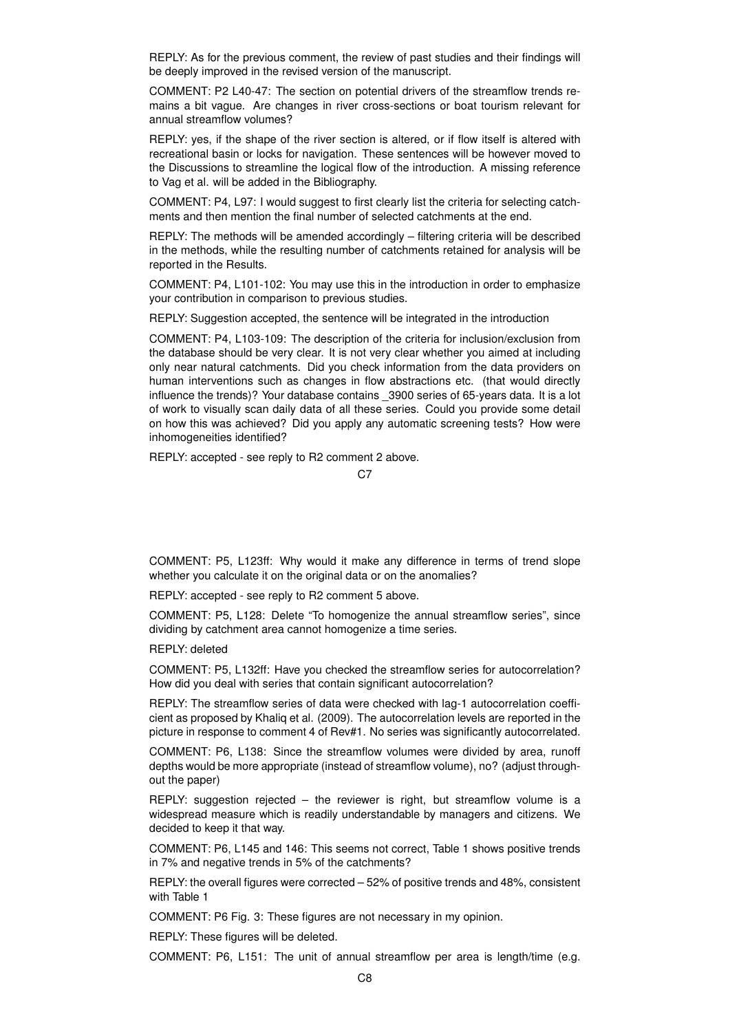REPLY: As for the previous comment, the review of past studies and their findings will be deeply improved in the revised version of the manuscript.

COMMENT: P2 L40-47: The section on potential drivers of the streamflow trends remains a bit vague. Are changes in river cross-sections or boat tourism relevant for annual streamflow volumes?

REPLY: yes, if the shape of the river section is altered, or if flow itself is altered with recreational basin or locks for navigation. These sentences will be however moved to the Discussions to streamline the logical flow of the introduction. A missing reference to Vag et al. will be added in the Bibliography.

COMMENT: P4, L97: I would suggest to first clearly list the criteria for selecting catchments and then mention the final number of selected catchments at the end.

REPLY: The methods will be amended accordingly – filtering criteria will be described in the methods, while the resulting number of catchments retained for analysis will be reported in the Results.

COMMENT: P4, L101-102: You may use this in the introduction in order to emphasize your contribution in comparison to previous studies.

REPLY: Suggestion accepted, the sentence will be integrated in the introduction

COMMENT: P4, L103-109: The description of the criteria for inclusion/exclusion from the database should be very clear. It is not very clear whether you aimed at including only near natural catchments. Did you check information from the data providers on human interventions such as changes in flow abstractions etc. (that would directly influence the trends)? Your database contains _3900 series of 65-years data. It is a lot of work to visually scan daily data of all these series. Could you provide some detail on how this was achieved? Did you apply any automatic screening tests? How were inhomogeneities identified?

REPLY: accepted - see reply to R2 comment 2 above.

COMMENT: P5, L123ff: Why would it make any difference in terms of trend slope whether you calculate it on the original data or on the anomalies?

REPLY: accepted - see reply to R2 comment 5 above.

COMMENT: P5, L128: Delete "To homogenize the annual streamflow series", since dividing by catchment area cannot homogenize a time series.

REPLY: deleted

COMMENT: P5, L132ff: Have you checked the streamflow series for autocorrelation? How did you deal with series that contain significant autocorrelation?

REPLY: The streamflow series of data were checked with lag-1 autocorrelation coefficient as proposed by Khaliq et al. (2009). The autocorrelation levels are reported in the picture in response to comment 4 of Rev#1. No series was significantly autocorrelated.

COMMENT: P6, L138: Since the streamflow volumes were divided by area, runoff depths would be more appropriate (instead of streamflow volume), no? (adjust throughout the paper)

REPLY: suggestion rejected – the reviewer is right, but streamflow volume is a widespread measure which is readily understandable by managers and citizens. We decided to keep it that way.

COMMENT: P6, L145 and 146: This seems not correct, Table 1 shows positive trends in 7% and negative trends in 5% of the catchments?

REPLY: the overall figures were corrected – 52% of positive trends and 48%, consistent with Table 1

COMMENT: P6 Fig. 3: These figures are not necessary in my opinion.

REPLY: These figures will be deleted.

COMMENT: P6, L151: The unit of annual streamflow per area is length/time (e.g.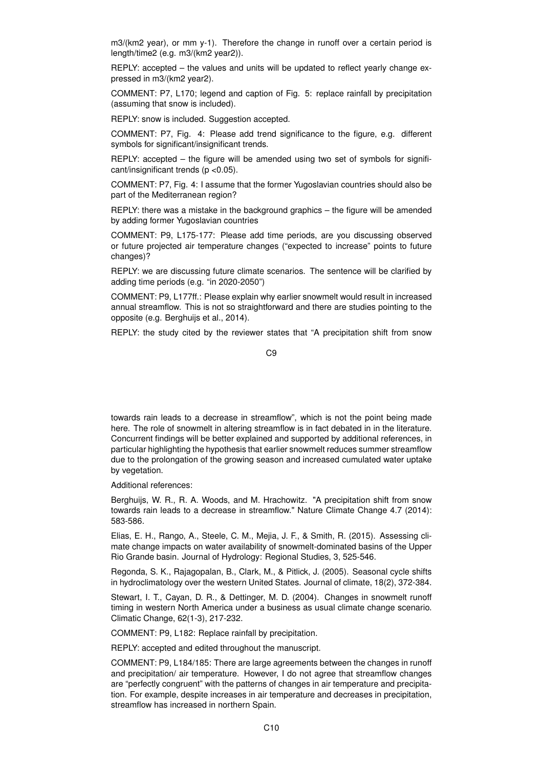m3/(km2 year), or mm y-1). Therefore the change in runoff over a certain period is length/time2 (e.g. m3/(km2 year2)).

REPLY: accepted – the values and units will be updated to reflect yearly change expressed in m3/(km2 year2).

COMMENT: P7, L170; legend and caption of Fig. 5: replace rainfall by precipitation (assuming that snow is included).

REPLY: snow is included. Suggestion accepted.

COMMENT: P7, Fig. 4: Please add trend significance to the figure, e.g. different symbols for significant/insignificant trends.

REPLY: accepted – the figure will be amended using two set of symbols for significant/insignificant trends ($p < 0.05$).

COMMENT: P7, Fig. 4: I assume that the former Yugoslavian countries should also be part of the Mediterranean region?

REPLY: there was a mistake in the background graphics – the figure will be amended by adding former Yugoslavian countries

COMMENT: P9, L175-177: Please add time periods, are you discussing observed or future projected air temperature changes ("expected to increase" points to future changes)?

REPLY: we are discussing future climate scenarios. The sentence will be clarified by adding time periods (e.g. "in 2020-2050")

COMMENT: P9, L177ff.: Please explain why earlier snowmelt would result in increased annual streamflow. This is not so straightforward and there are studies pointing to the opposite (e.g. Berghuijs et al., 2014).

REPLY: the study cited by the reviewer states that "A precipitation shift from snow towards rain leads to a decrease in streamflow", which is not the point being made here. The role of snowmelt in altering streamflow is in fact debated in in the literature. Concurrent findings will be better explained and supported by additional references, in particular highlighting the hypothesis that earlier snowmelt reduces summer streamflow due to the prolongation of the growing season and increased cumulated water uptake by vegetation.

Additional references:

Berghuijs, W. R., R. A. Woods, and M. Hrachowitz. "A precipitation shift from snow towards rain leads to a decrease in streamflow." Nature Climate Change 4.7 (2014): 583-586.

Elias, E. H., Rango, A., Steele, C. M., Mejia, J. F., & Smith, R. (2015). Assessing climate change impacts on water availability of snowmelt-dominated basins of the Upper Rio Grande basin. Journal of Hydrology: Regional Studies, 3, 525-546.

Regonda, S. K., Rajagopalan, B., Clark, M., & Pitlick, J. (2005). Seasonal cycle shifts in hydroclimatology over the western United States. Journal of climate, 18(2), 372-384.

Stewart, I. T., Cayan, D. R., & Dettinger, M. D. (2004). Changes in snowmelt runoff timing in western North America under a business as usual climate change scenario. Climatic Change, 62(1-3), 217-232.

COMMENT: P9, L182: Replace rainfall by precipitation.

REPLY: accepted and edited throughout the manuscript.

COMMENT: P9, L184/185: There are large agreements between the changes in runoff and precipitation/ air temperature. However, I do not agree that streamflow changes are "perfectly congruent" with the patterns of changes in air temperature and precipitation. For example, despite increases in air temperature and decreases in precipitation, streamflow has increased in northern Spain.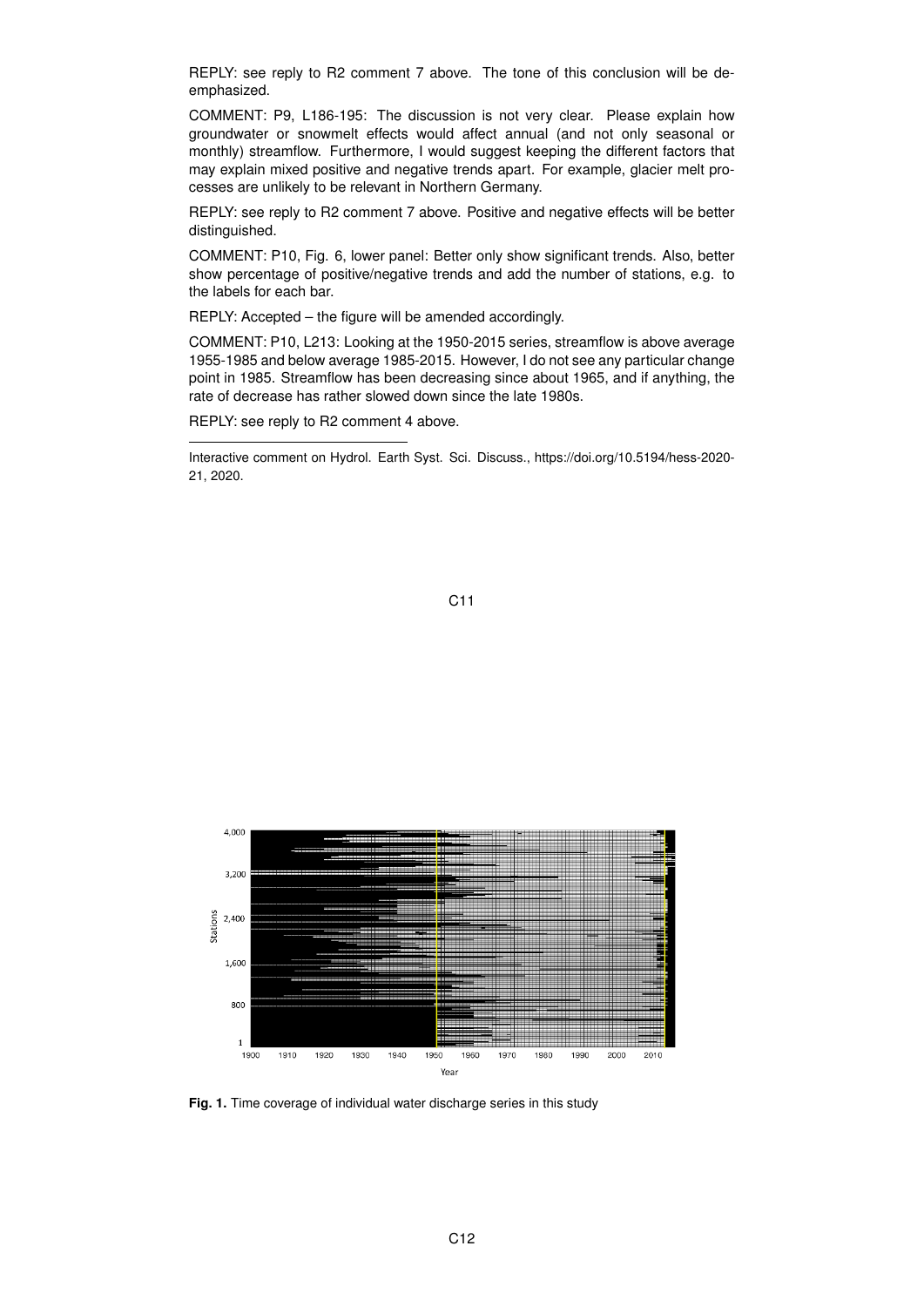REPLY: see reply to R2 comment 7 above. The tone of this conclusion will be de-emphasized.

COMMENT: P9, L186-195: The discussion is not very clear. Please explain how groundwater or snowmelt effects would affect annual (and not only seasonal or monthly) streamflow. Furthermore, I would suggest keeping the different factors that may explain mixed positive and negative trends apart. For example, glacier melt processes are unlikely to be relevant in Northern Germany.

REPLY: see reply to R2 comment 7 above. Positive and negative effects will be better distinguished.

COMMENT: P10, Fig. 6, lower panel: Better only show significant trends. Also, better show percentage of positive/negative trends and add the number of stations, e.g. to the labels for each bar.

REPLY: Accepted – the figure will be amended accordingly.

COMMENT: P10, L213: Looking at the 1950-2015 series, streamflow is above average 1955-1985 and below average 1985-2015. However, I do not see any particular change point in 1985. Streamflow has been decreasing since about 1965, and if anything, the rate of decrease has rather slowed down since the late 1980s.

REPLY: see reply to R2 comment 4 above.

---

Interactive comment on Hydrol. Earth Syst. Sci. Discuss., https://doi.org/10.5194/hess-2020-21, 2020.

4,000
3,200
2,400
1,600
800
1
Stations
1900 1910 1920 1930 1940 1950 1960 1970 1980 1990 2000 2010
Year

**Fig. 1.** Time coverage of individual water discharge series in this study